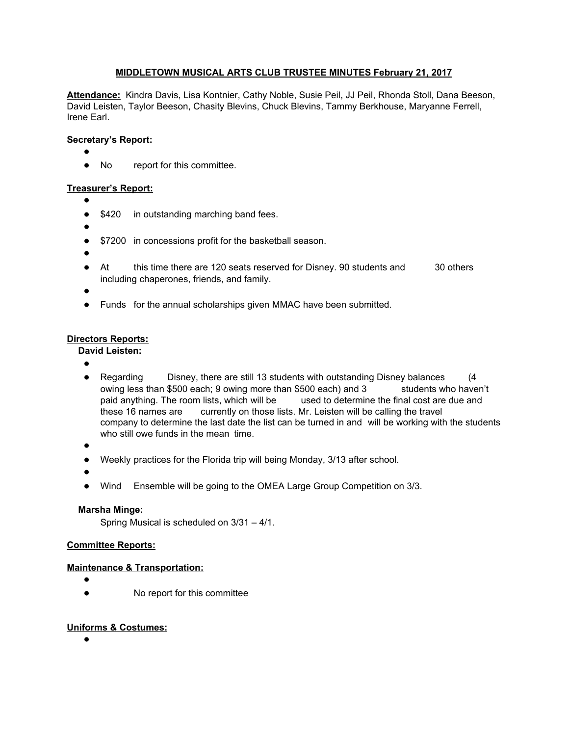**MIDDLETOWN MUSICAL ARTS CLUB TRUSTEE MINUTES February 21, 2017**

**Attendance:** Kindra Davis, Lisa Kontnier, Cathy Noble, Susie Peil, JJ Peil, Rhonda Stoll, Dana Beeson, David Leisten, Taylor Beeson, Chasity Blevins, Chuck Blevins, Tammy Berkhouse, Maryanne Ferrell, Irene Earl.

**Secretary's Report:**

- No report for this committee.

**Treasurer's Report:**

- $420 in outstanding marching band fees.
- $7200 in concessions profit for the basketball season.
- At this time there are 120 seats reserved for Disney. 90 students and 30 others including chaperones, friends, and family.
- Funds for the annual scholarships given MMAC have been submitted.

**Directors Reports:**

**David Leisten:**

- Regarding Disney, there are still 13 students with outstanding Disney balances (4 owing less than $500 each; 9 owing more than $500 each) and 3 students who haven't paid anything. The room lists, which will be used to determine the final cost are due and these 16 names are currently on those lists. Mr. Leisten will be calling the travel company to determine the last date the list can be turned in and will be working with the students who still owe funds in the mean time.
- Weekly practices for the Florida trip will being Monday, 3/13 after school.
- Wind Ensemble will be going to the OMEA Large Group Competition on 3/3.

**Marsha Minge:**

Spring Musical is scheduled on 3/31 – 4/1.

**Committee Reports:**

**Maintenance & Transportation:**

- No report for this committee

**Uniforms & Costumes:**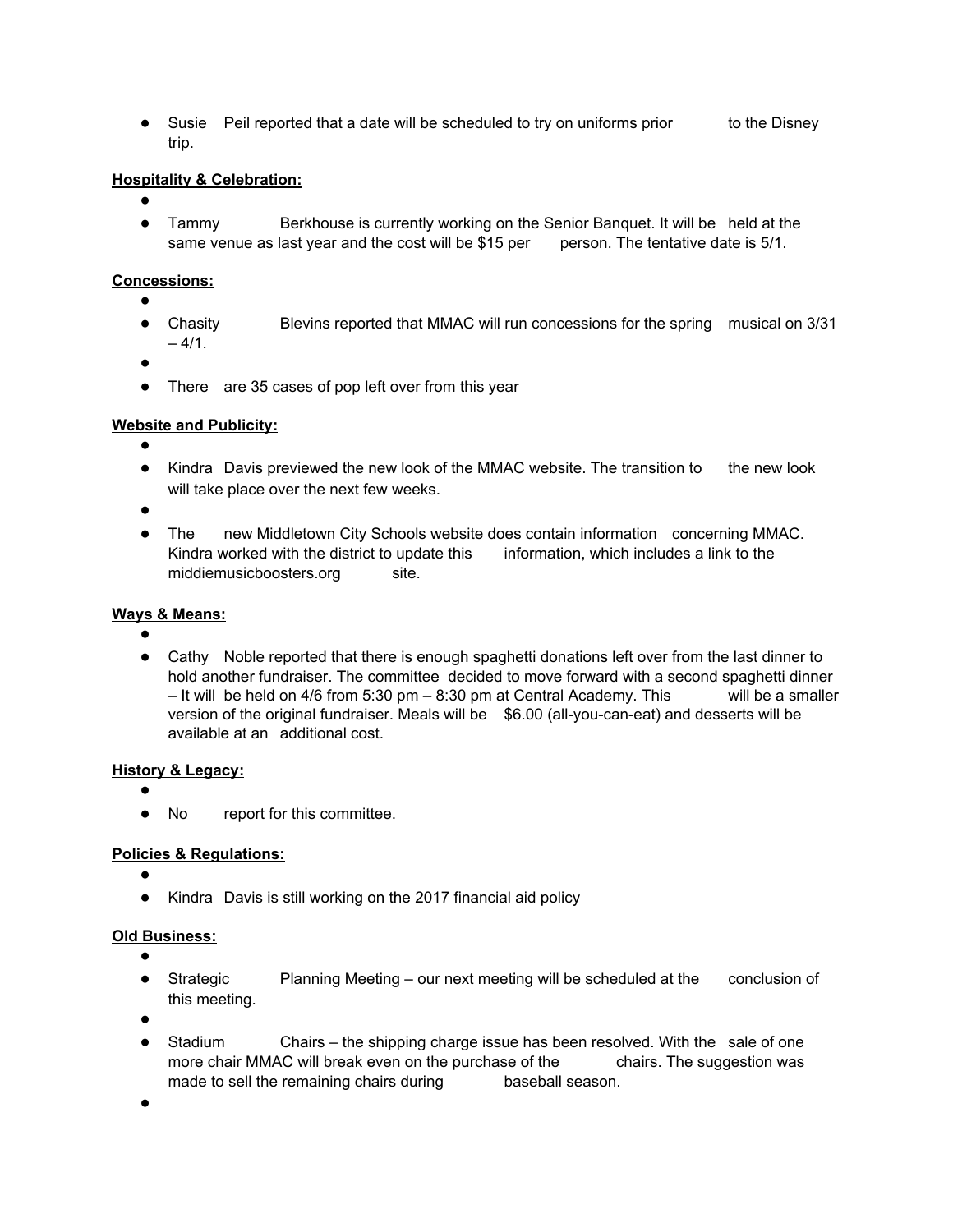- Susie Peil reported that a date will be scheduled to try on uniforms prior to the Disney trip.

**Hospitality & Celebration:**

- Tammy Berkhouse is currently working on the Senior Banquet. It will be held at the same venue as last year and the cost will be $15 per person. The tentative date is 5/1.

**Concessions:**

- Chasity Blevins reported that MMAC will run concessions for the spring musical on 3/31 – 4/1.
- There are 35 cases of pop left over from this year

**Website and Publicity:**

- Kindra Davis previewed the new look of the MMAC website. The transition to the new look will take place over the next few weeks.
- The new Middletown City Schools website does contain information concerning MMAC. Kindra worked with the district to update this information, which includes a link to the middiemusicboosters.org site.

**Ways & Means:**

- Cathy Noble reported that there is enough spaghetti donations left over from the last dinner to hold another fundraiser. The committee decided to move forward with a second spaghetti dinner – It will be held on 4/6 from 5:30 pm – 8:30 pm at Central Academy. This will be a smaller version of the original fundraiser. Meals will be $6.00 (all-you-can-eat) and desserts will be available at an additional cost.

**History & Legacy:**

- No report for this committee.

**Policies & Regulations:**

- Kindra Davis is still working on the 2017 financial aid policy

**Old Business:**

- Strategic Planning Meeting – our next meeting will be scheduled at the conclusion of this meeting.
- Stadium Chairs – the shipping charge issue has been resolved. With the sale of one more chair MMAC will break even on the purchase of the chairs. The suggestion was made to sell the remaining chairs during baseball season.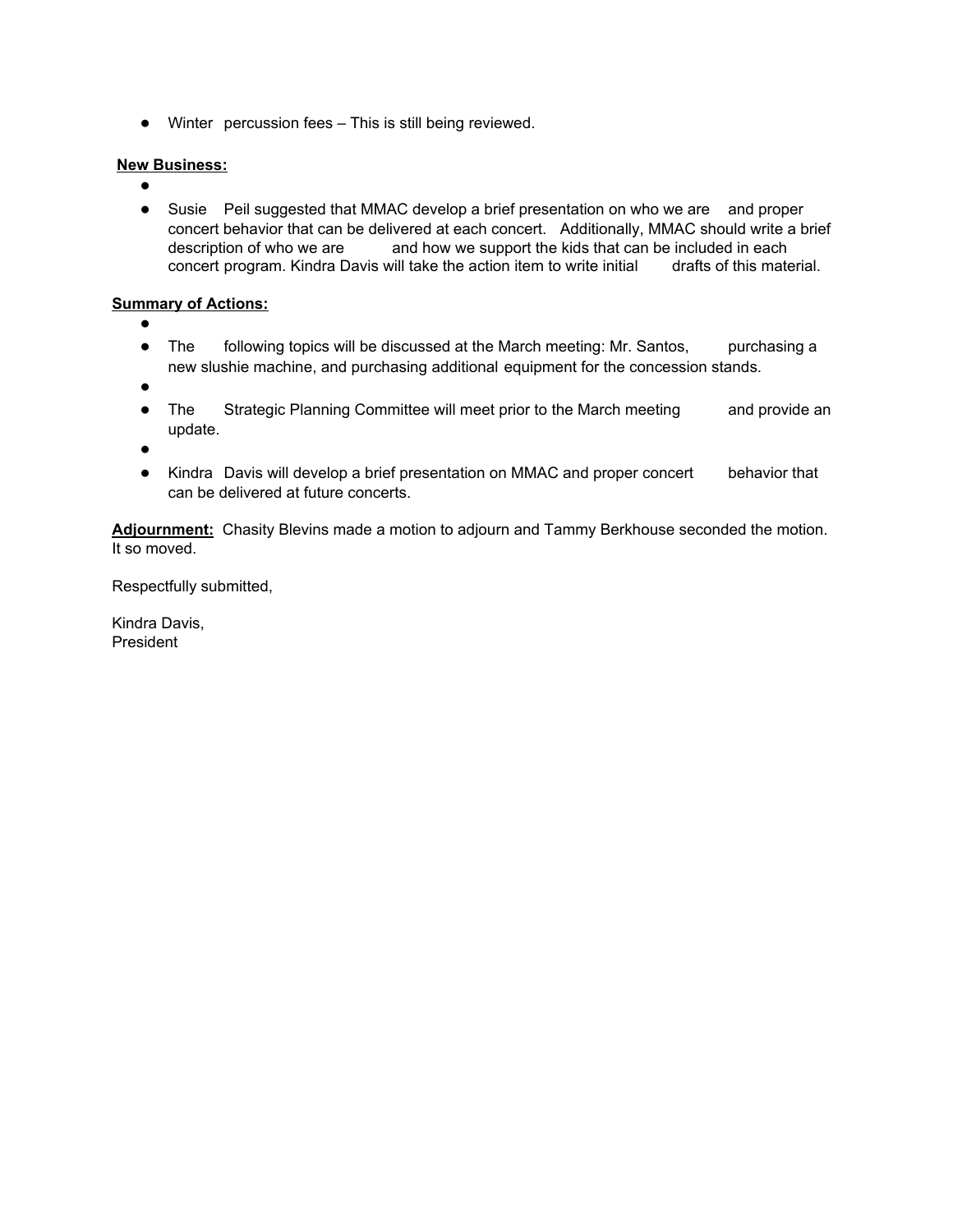- Winter percussion fees – This is still being reviewed.

**New Business:**

- Susie Peil suggested that MMAC develop a brief presentation on who we are and proper concert behavior that can be delivered at each concert. Additionally, MMAC should write a brief description of who we are and how we support the kids that can be included in each concert program. Kindra Davis will take the action item to write initial drafts of this material.

**Summary of Actions:**

- The following topics will be discussed at the March meeting: Mr. Santos, purchasing a new slushie machine, and purchasing additional equipment for the concession stands.
- The Strategic Planning Committee will meet prior to the March meeting and provide an update.
- Kindra Davis will develop a brief presentation on MMAC and proper concert behavior that can be delivered at future concerts.

**Adjournment:** Chasity Blevins made a motion to adjourn and Tammy Berkhouse seconded the motion. It so moved.

Respectfully submitted,

Kindra Davis,
President